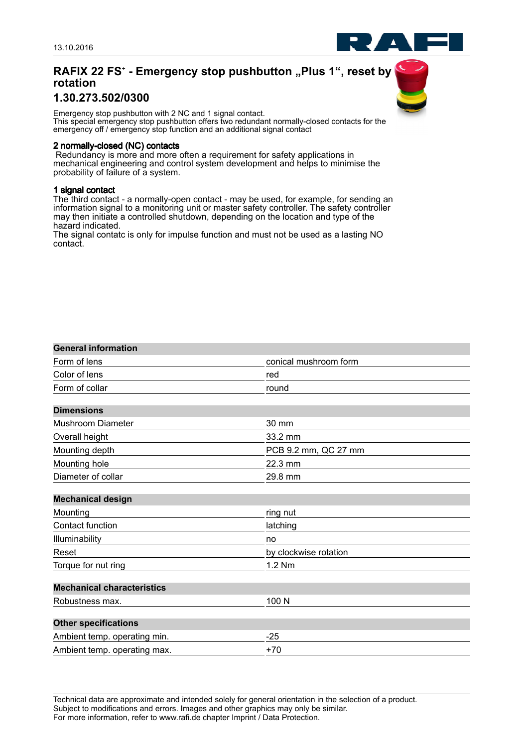# RAFIX 22 FS⁺ - Emergency stop pushbutton „Plus 1“, reset by rotation

## 1.30.273.502/0300

Emergency stop pushbutton with 2 NC and 1 signal contact.
This special emergency stop pushbutton offers two redundant normally-closed contacts for the emergency off / emergency stop function and an additional signal contact

**2 normally-closed (NC) contacts**
Redundancy is more and more often a requirement for safety applications in mechanical engineering and control system development and helps to minimise the probability of failure of a system.

**1 signal contact**
The third contact - a normally-open contact - may be used, for example, for sending an information signal to a monitoring unit or master safety controller. The safety controller may then initiate a controlled shutdown, depending on the location and type of the hazard indicated.
The signal contatc is only for impulse function and must not be used as a lasting NO contact.

| **General information** | |
|---|---|
| Form of lens | conical mushroom form |
| Color of lens | red |
| Form of collar | round |

| **Dimensions** | |
|---|---|
| Mushroom Diameter | 30 mm |
| Overall height | 33.2 mm |
| Mounting depth | PCB 9.2 mm, QC 27 mm |
| Mounting hole | 22.3 mm |
| Diameter of collar | 29.8 mm |

| **Mechanical design** | |
|---|---|
| Mounting | ring nut |
| Contact function | latching |
| Illuminability | no |
| Reset | by clockwise rotation |
| Torque for nut ring | 1.2 Nm |

| **Mechanical characteristics** | |
|---|---|
| Robustness max. | 100 N |

| **Other specifications** | |
|---|---|
| Ambient temp. operating min. | -25 |
| Ambient temp. operating max. | +70 |

Technical data are approximate and intended solely for general orientation in the selection of a product.
Subject to modifications and errors. Images and other graphics may only be similar.
For more information, refer to www.rafi.de chapter Imprint / Data Protection.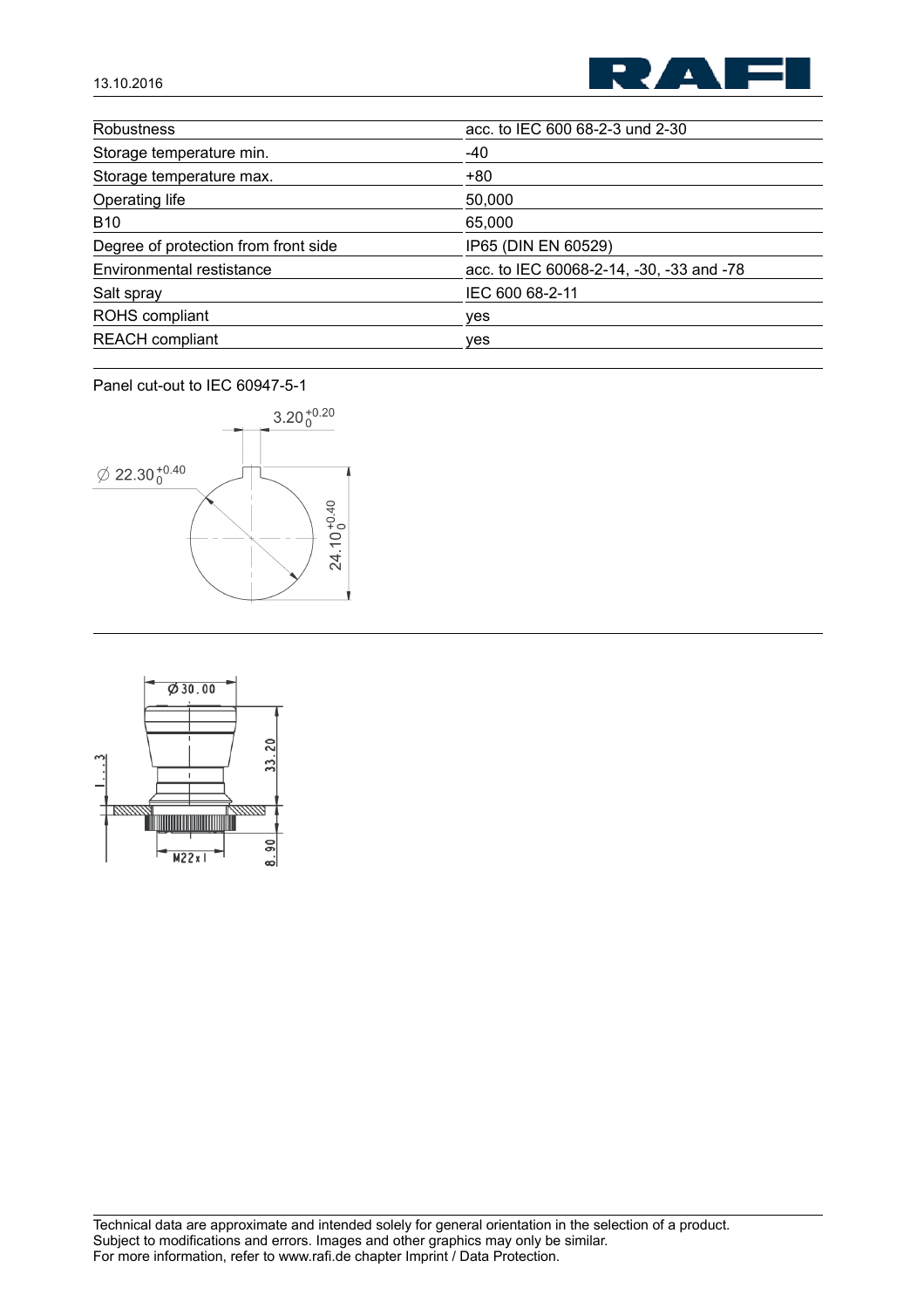| | |
|---|---|
| Robustness | acc. to IEC 600 68-2-3 und 2-30 |
| Storage temperature min. | -40 |
| Storage temperature max. | +80 |
| Operating life | 50,000 |
| B10 | 65,000 |
| Degree of protection from front side | IP65 (DIN EN 60529) |
| Environmental restistance | acc. to IEC 60068-2-14, -30, -33 and -78 |
| Salt spray | IEC 600 68-2-11 |
| ROHS compliant | yes |
| REACH compliant | yes |

Panel cut-out to IEC 60947-5-1

$3.20^{+0.20}_{0}$

$\varnothing\ 22.30^{+0.40}_{0}$

$24.10^{+0.40}_{0}$

Ø 30.00

33.20

1...3

M22x1

8.90

Technical data are approximate and intended solely for general orientation in the selection of a product.
Subject to modifications and errors. Images and other graphics may only be similar.
For more information, refer to www.rafi.de chapter Imprint / Data Protection.